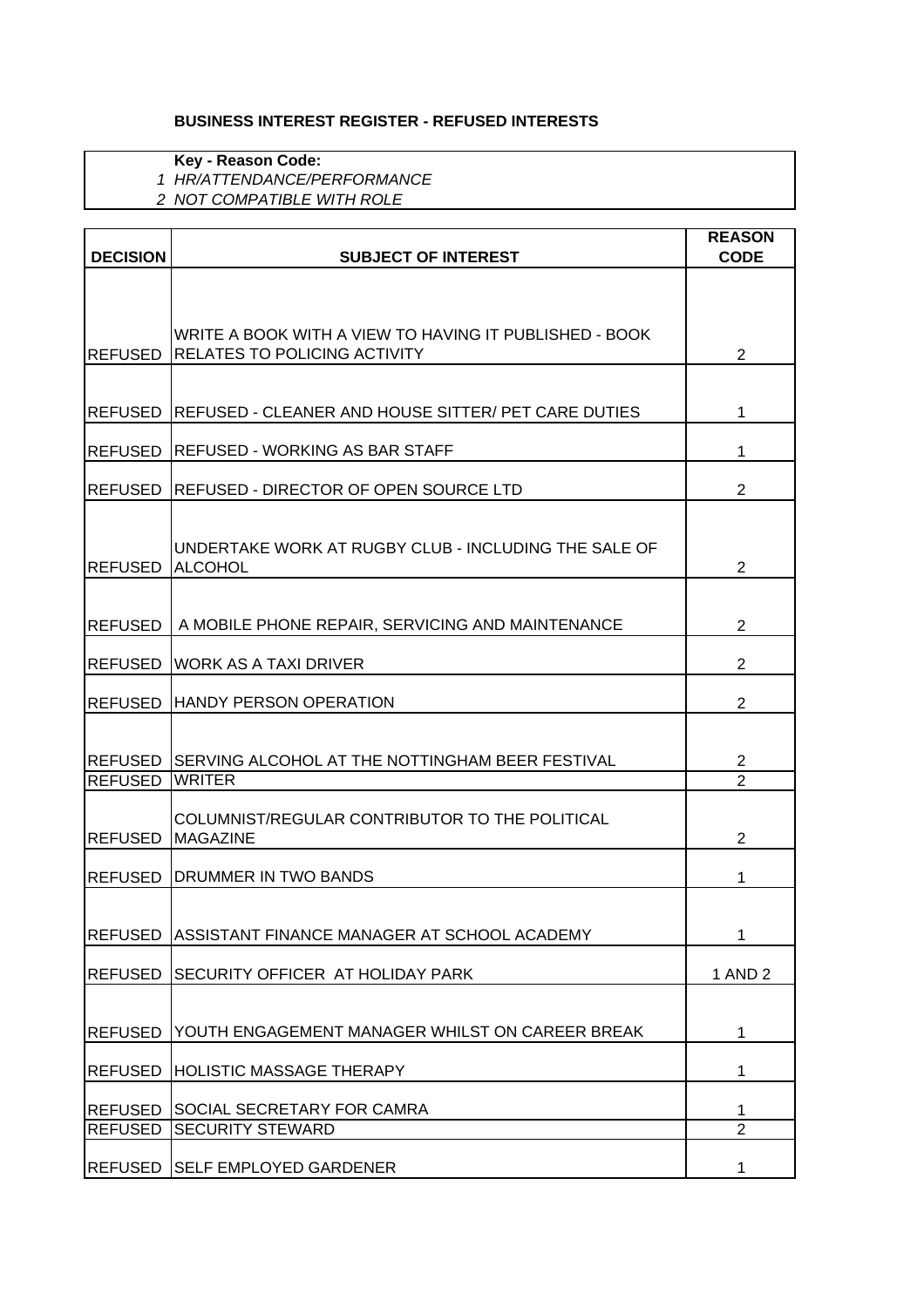**BUSINESS INTEREST REGISTER - REFUSED INTERESTS**

**Key - Reason Code:**

*1 HR/ATTENDANCE/PERFORMANCE*

*2 NOT COMPATIBLE WITH ROLE*

| DECISION | SUBJECT OF INTEREST | REASON CODE |
|---|---|---|
| REFUSED | WRITE A BOOK WITH A VIEW TO HAVING IT PUBLISHED - BOOK RELATES TO POLICING ACTIVITY | 2 |
| REFUSED | REFUSED - CLEANER AND HOUSE SITTER/ PET CARE DUTIES | 1 |
| REFUSED | REFUSED - WORKING AS BAR STAFF | 1 |
| REFUSED | REFUSED - DIRECTOR OF OPEN SOURCE LTD | 2 |
| REFUSED | UNDERTAKE WORK AT RUGBY CLUB - INCLUDING THE SALE OF ALCOHOL | 2 |
| REFUSED | A MOBILE PHONE REPAIR, SERVICING AND MAINTENANCE | 2 |
| REFUSED | WORK AS A TAXI DRIVER | 2 |
| REFUSED | HANDY PERSON OPERATION | 2 |
| REFUSED | SERVING ALCOHOL AT THE NOTTINGHAM BEER FESTIVAL | 2 |
| REFUSED | WRITER | 2 |
| REFUSED | COLUMNIST/REGULAR CONTRIBUTOR TO THE POLITICAL MAGAZINE | 2 |
| REFUSED | DRUMMER IN TWO BANDS | 1 |
| REFUSED | ASSISTANT FINANCE MANAGER AT SCHOOL ACADEMY | 1 |
| REFUSED | SECURITY OFFICER AT HOLIDAY PARK | 1 AND 2 |
| REFUSED | YOUTH ENGAGEMENT MANAGER WHILST ON CAREER BREAK | 1 |
| REFUSED | HOLISTIC MASSAGE THERAPY | 1 |
| REFUSED | SOCIAL SECRETARY FOR CAMRA | 1 |
| REFUSED | SECURITY STEWARD | 2 |
| REFUSED | SELF EMPLOYED GARDENER | 1 |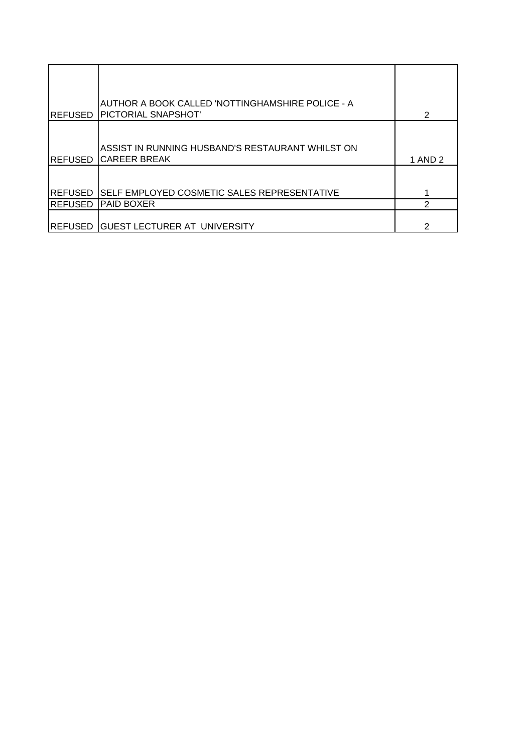| | | |
|---|---|---|
| REFUSED | AUTHOR A BOOK CALLED 'NOTTINGHAMSHIRE POLICE - A PICTORIAL SNAPSHOT' | 2 |
| REFUSED | ASSIST IN RUNNING HUSBAND'S RESTAURANT WHILST ON CAREER BREAK | 1 AND 2 |
| REFUSED | SELF EMPLOYED COSMETIC SALES REPRESENTATIVE | 1 |
| REFUSED | PAID BOXER | 2 |
| REFUSED | GUEST LECTURER AT UNIVERSITY | 2 |